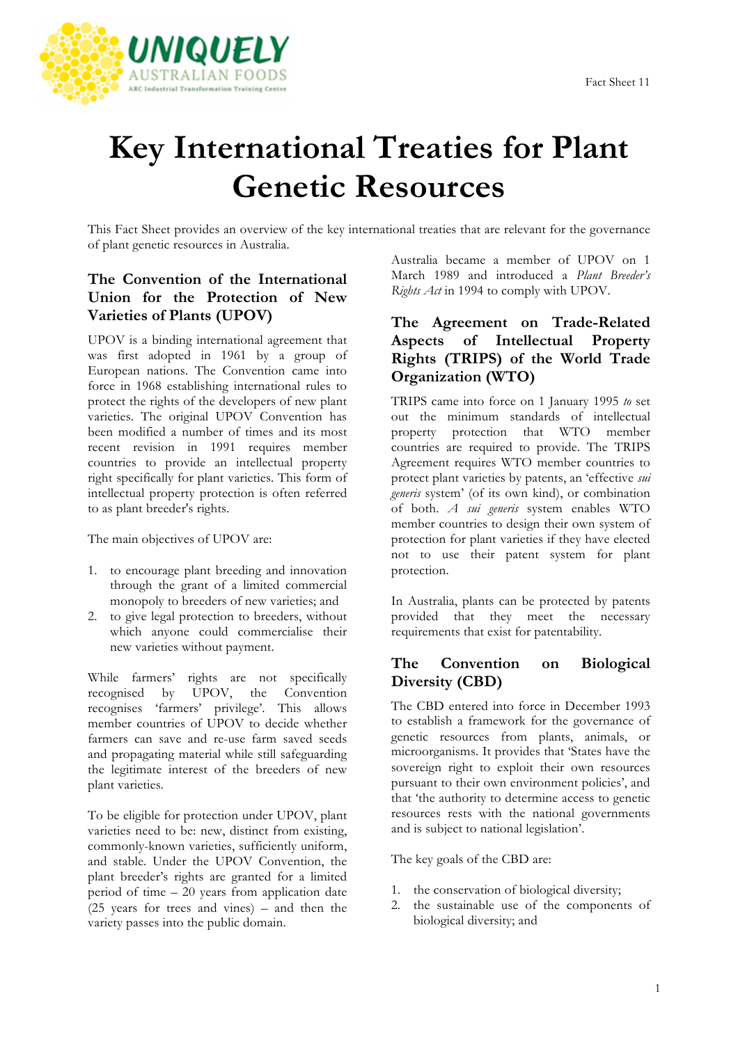# Key International Treaties for Plant Genetic Resources

This Fact Sheet provides an overview of the key international treaties that are relevant for the governance of plant genetic resources in Australia.

## The Convention of the International Union for the Protection of New Varieties of Plants (UPOV)

UPOV is a binding international agreement that was first adopted in 1961 by a group of European nations. The Convention came into force in 1968 establishing international rules to protect the rights of the developers of new plant varieties. The original UPOV Convention has been modified a number of times and its most recent revision in 1991 requires member countries to provide an intellectual property right specifically for plant varieties. This form of intellectual property protection is often referred to as plant breeder's rights.

The main objectives of UPOV are:

1. to encourage plant breeding and innovation through the grant of a limited commercial monopoly to breeders of new varieties; and
2. to give legal protection to breeders, without which anyone could commercialise their new varieties without payment.

While farmers' rights are not specifically recognised by UPOV, the Convention recognises 'farmers' privilege'. This allows member countries of UPOV to decide whether farmers can save and re-use farm saved seeds and propagating material while still safeguarding the legitimate interest of the breeders of new plant varieties.

To be eligible for protection under UPOV, plant varieties need to be: new, distinct from existing, commonly-known varieties, sufficiently uniform, and stable. Under the UPOV Convention, the plant breeder's rights are granted for a limited period of time – 20 years from application date (25 years for trees and vines) – and then the variety passes into the public domain.

Australia became a member of UPOV on 1 March 1989 and introduced a *Plant Breeder's Rights Act* in 1994 to comply with UPOV.

## The Agreement on Trade-Related Aspects of Intellectual Property Rights (TRIPS) of the World Trade Organization (WTO)

TRIPS came into force on 1 January 1995 *to* set out the minimum standards of intellectual property protection that WTO member countries are required to provide. The TRIPS Agreement requires WTO member countries to protect plant varieties by patents, an 'effective *sui generis* system' (of its own kind), or combination of both. *A sui generis* system enables WTO member countries to design their own system of protection for plant varieties if they have elected not to use their patent system for plant protection.

In Australia, plants can be protected by patents provided that they meet the necessary requirements that exist for patentability.

## The Convention on Biological Diversity (CBD)

The CBD entered into force in December 1993 to establish a framework for the governance of genetic resources from plants, animals, or microorganisms. It provides that 'States have the sovereign right to exploit their own resources pursuant to their own environment policies', and that 'the authority to determine access to genetic resources rests with the national governments and is subject to national legislation'.

The key goals of the CBD are:

1. the conservation of biological diversity;
2. the sustainable use of the components of biological diversity; and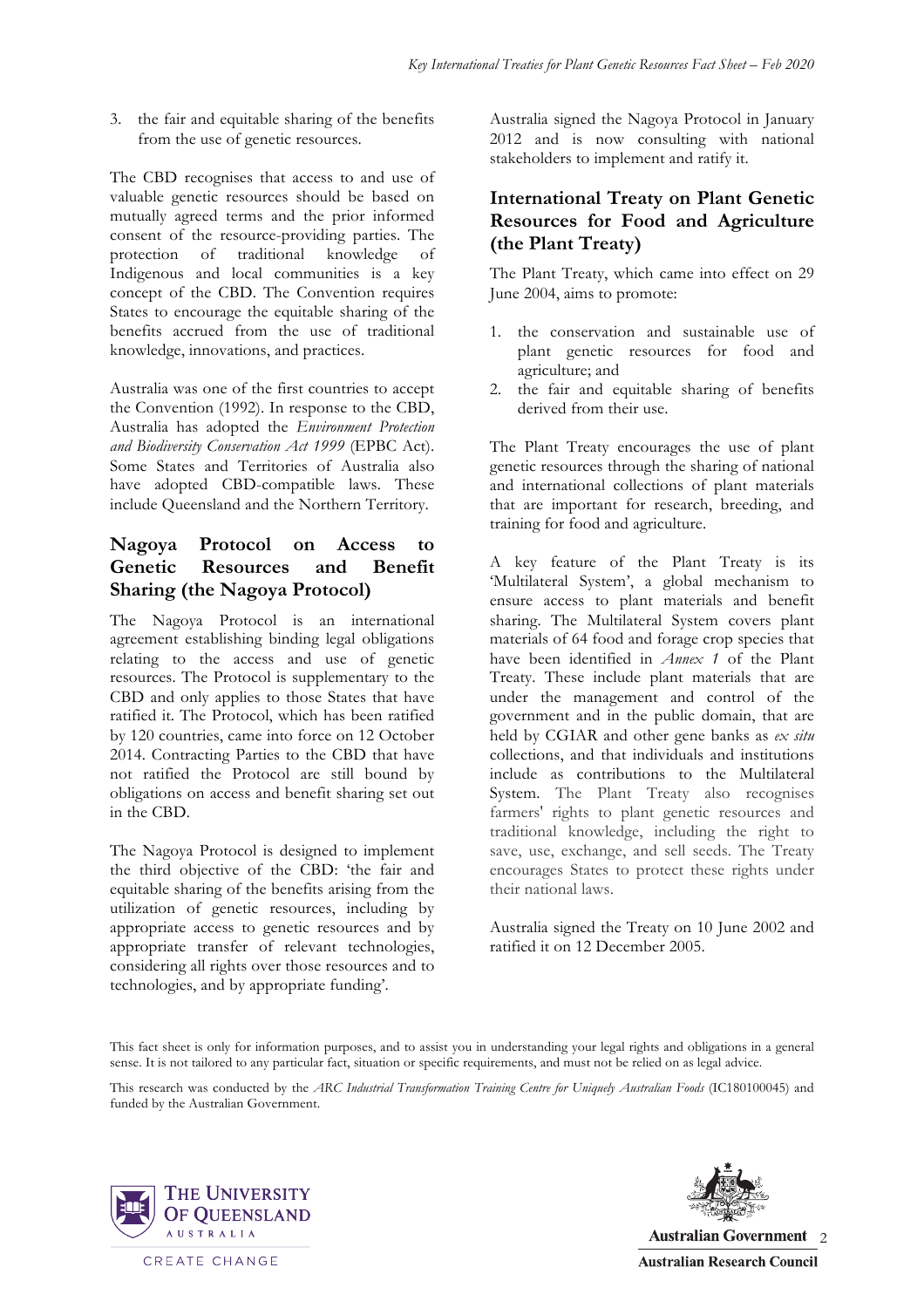3. the fair and equitable sharing of the benefits from the use of genetic resources.

The CBD recognises that access to and use of valuable genetic resources should be based on mutually agreed terms and the prior informed consent of the resource-providing parties. The protection of traditional knowledge of Indigenous and local communities is a key concept of the CBD. The Convention requires States to encourage the equitable sharing of the benefits accrued from the use of traditional knowledge, innovations, and practices.

Australia was one of the first countries to accept the Convention (1992). In response to the CBD, Australia has adopted the *Environment Protection and Biodiversity Conservation Act 1999* (EPBC Act). Some States and Territories of Australia also have adopted CBD-compatible laws. These include Queensland and the Northern Territory.

## Nagoya Protocol on Access to Genetic Resources and Benefit Sharing (the Nagoya Protocol)

The Nagoya Protocol is an international agreement establishing binding legal obligations relating to the access and use of genetic resources. The Protocol is supplementary to the CBD and only applies to those States that have ratified it. The Protocol, which has been ratified by 120 countries, came into force on 12 October 2014. Contracting Parties to the CBD that have not ratified the Protocol are still bound by obligations on access and benefit sharing set out in the CBD.

The Nagoya Protocol is designed to implement the third objective of the CBD: 'the fair and equitable sharing of the benefits arising from the utilization of genetic resources, including by appropriate access to genetic resources and by appropriate transfer of relevant technologies, considering all rights over those resources and to technologies, and by appropriate funding'.

Australia signed the Nagoya Protocol in January 2012 and is now consulting with national stakeholders to implement and ratify it.

## International Treaty on Plant Genetic Resources for Food and Agriculture (the Plant Treaty)

The Plant Treaty, which came into effect on 29 June 2004, aims to promote:

1. the conservation and sustainable use of plant genetic resources for food and agriculture; and
2. the fair and equitable sharing of benefits derived from their use.

The Plant Treaty encourages the use of plant genetic resources through the sharing of national and international collections of plant materials that are important for research, breeding, and training for food and agriculture.

A key feature of the Plant Treaty is its 'Multilateral System', a global mechanism to ensure access to plant materials and benefit sharing. The Multilateral System covers plant materials of 64 food and forage crop species that have been identified in *Annex 1* of the Plant Treaty. These include plant materials that are under the management and control of the government and in the public domain, that are held by CGIAR and other gene banks as *ex situ* collections, and that individuals and institutions include as contributions to the Multilateral System. The Plant Treaty also recognises farmers' rights to plant genetic resources and traditional knowledge, including the right to save, use, exchange, and sell seeds. The Treaty encourages States to protect these rights under their national laws.

Australia signed the Treaty on 10 June 2002 and ratified it on 12 December 2005.

This fact sheet is only for information purposes, and to assist you in understanding your legal rights and obligations in a general sense. It is not tailored to any particular fact, situation or specific requirements, and must not be relied on as legal advice.

This research was conducted by the *ARC Industrial Transformation Training Centre for Uniquely Australian Foods* (IC180100045) and funded by the Australian Government.

THE UNIVERSITY OF QUEENSLAND AUSTRALIA

CREATE CHANGE

Australian Government

Australian Research Council